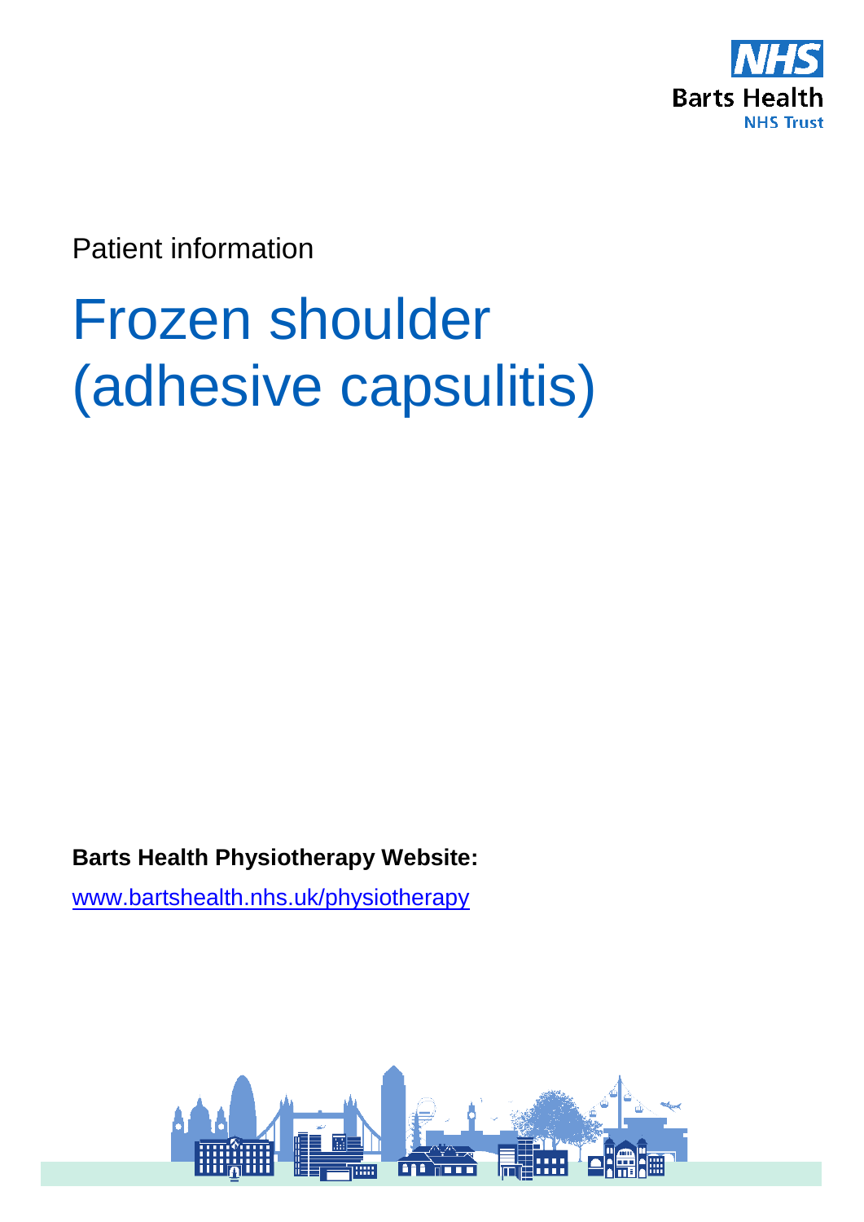NHS Barts Health NHS Trust

Patient information

# Frozen shoulder (adhesive capsulitis)

**Barts Health Physiotherapy Website:**

www.bartshealth.nhs.uk/physiotherapy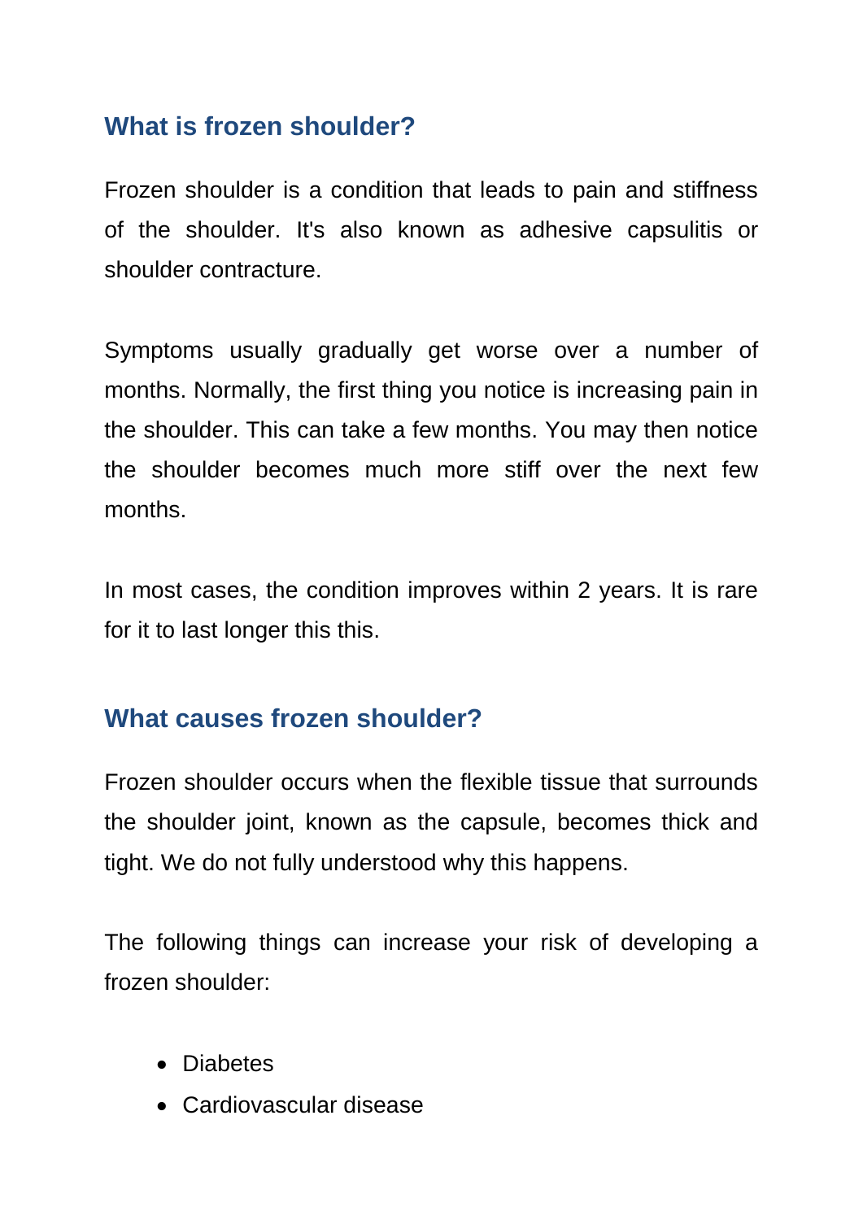## What is frozen shoulder?

Frozen shoulder is a condition that leads to pain and stiffness of the shoulder. It's also known as adhesive capsulitis or shoulder contracture.

Symptoms usually gradually get worse over a number of months. Normally, the first thing you notice is increasing pain in the shoulder. This can take a few months. You may then notice the shoulder becomes much more stiff over the next few months.

In most cases, the condition improves within 2 years. It is rare for it to last longer this this.

## What causes frozen shoulder?

Frozen shoulder occurs when the flexible tissue that surrounds the shoulder joint, known as the capsule, becomes thick and tight. We do not fully understood why this happens.

The following things can increase your risk of developing a frozen shoulder:

- Diabetes
- Cardiovascular disease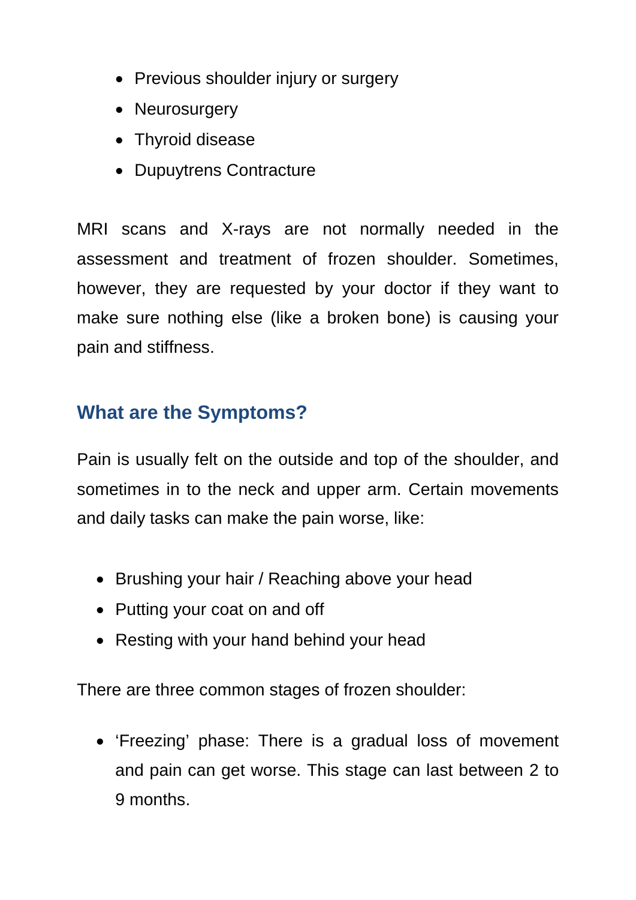- Previous shoulder injury or surgery
- Neurosurgery
- Thyroid disease
- Dupuytrens Contracture

MRI scans and X-rays are not normally needed in the assessment and treatment of frozen shoulder. Sometimes, however, they are requested by your doctor if they want to make sure nothing else (like a broken bone) is causing your pain and stiffness.

## What are the Symptoms?

Pain is usually felt on the outside and top of the shoulder, and sometimes in to the neck and upper arm. Certain movements and daily tasks can make the pain worse, like:

- Brushing your hair / Reaching above your head
- Putting your coat on and off
- Resting with your hand behind your head

There are three common stages of frozen shoulder:

- 'Freezing' phase: There is a gradual loss of movement and pain can get worse. This stage can last between 2 to 9 months.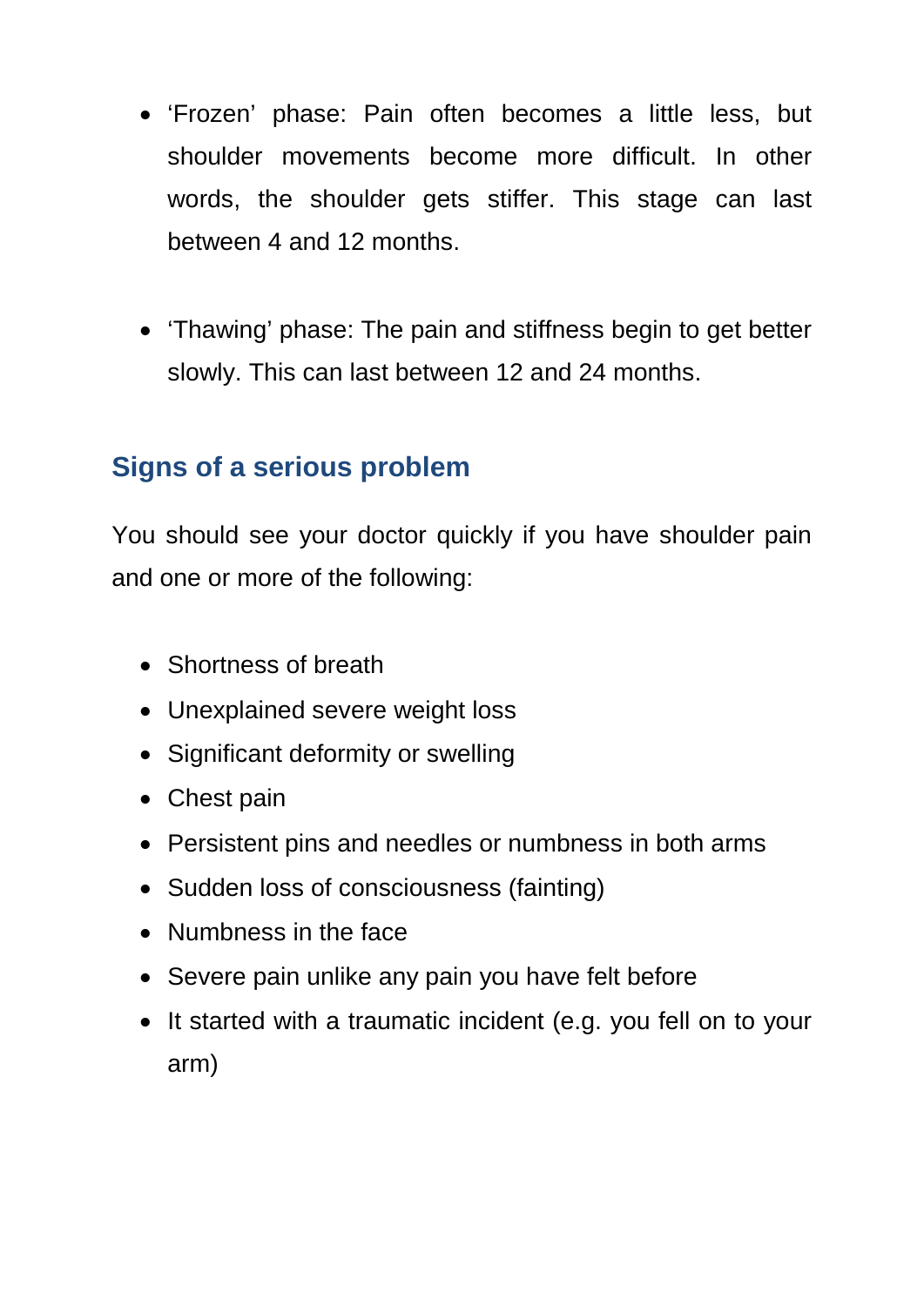- ‘Frozen’ phase: Pain often becomes a little less, but shoulder movements become more difficult. In other words, the shoulder gets stiffer. This stage can last between 4 and 12 months.

- ‘Thawing’ phase: The pain and stiffness begin to get better slowly. This can last between 12 and 24 months.

## Signs of a serious problem

You should see your doctor quickly if you have shoulder pain and one or more of the following:

- Shortness of breath
- Unexplained severe weight loss
- Significant deformity or swelling
- Chest pain
- Persistent pins and needles or numbness in both arms
- Sudden loss of consciousness (fainting)
- Numbness in the face
- Severe pain unlike any pain you have felt before
- It started with a traumatic incident (e.g. you fell on to your arm)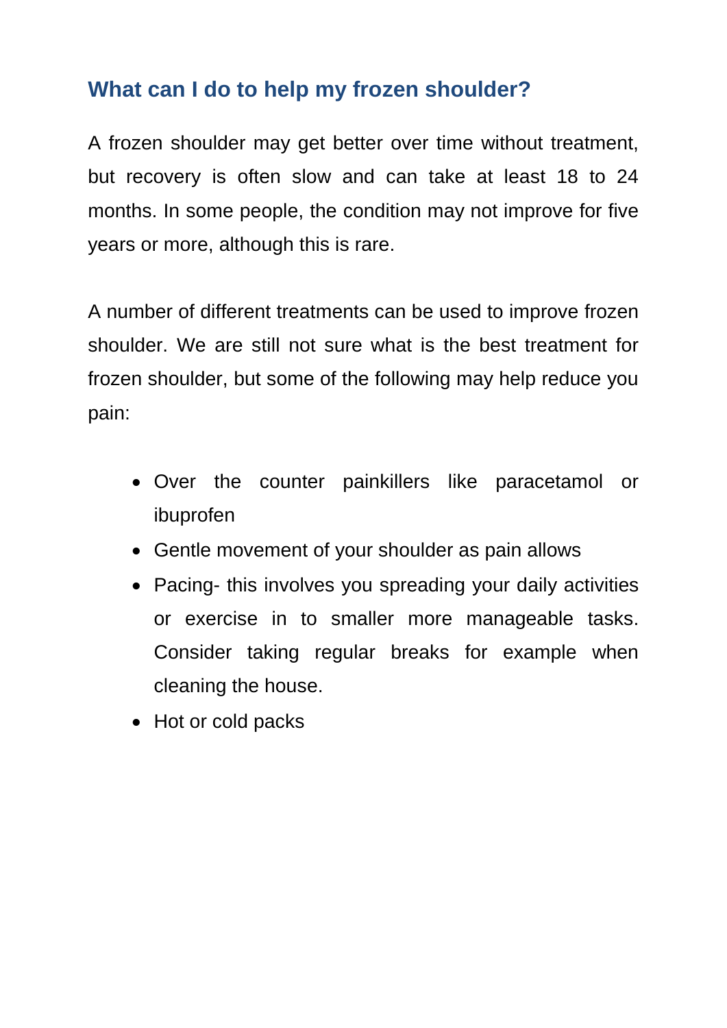## What can I do to help my frozen shoulder?

A frozen shoulder may get better over time without treatment, but recovery is often slow and can take at least 18 to 24 months. In some people, the condition may not improve for five years or more, although this is rare.

A number of different treatments can be used to improve frozen shoulder. We are still not sure what is the best treatment for frozen shoulder, but some of the following may help reduce you pain:

- Over the counter painkillers like paracetamol or ibuprofen
- Gentle movement of your shoulder as pain allows
- Pacing- this involves you spreading your daily activities or exercise in to smaller more manageable tasks. Consider taking regular breaks for example when cleaning the house.
- Hot or cold packs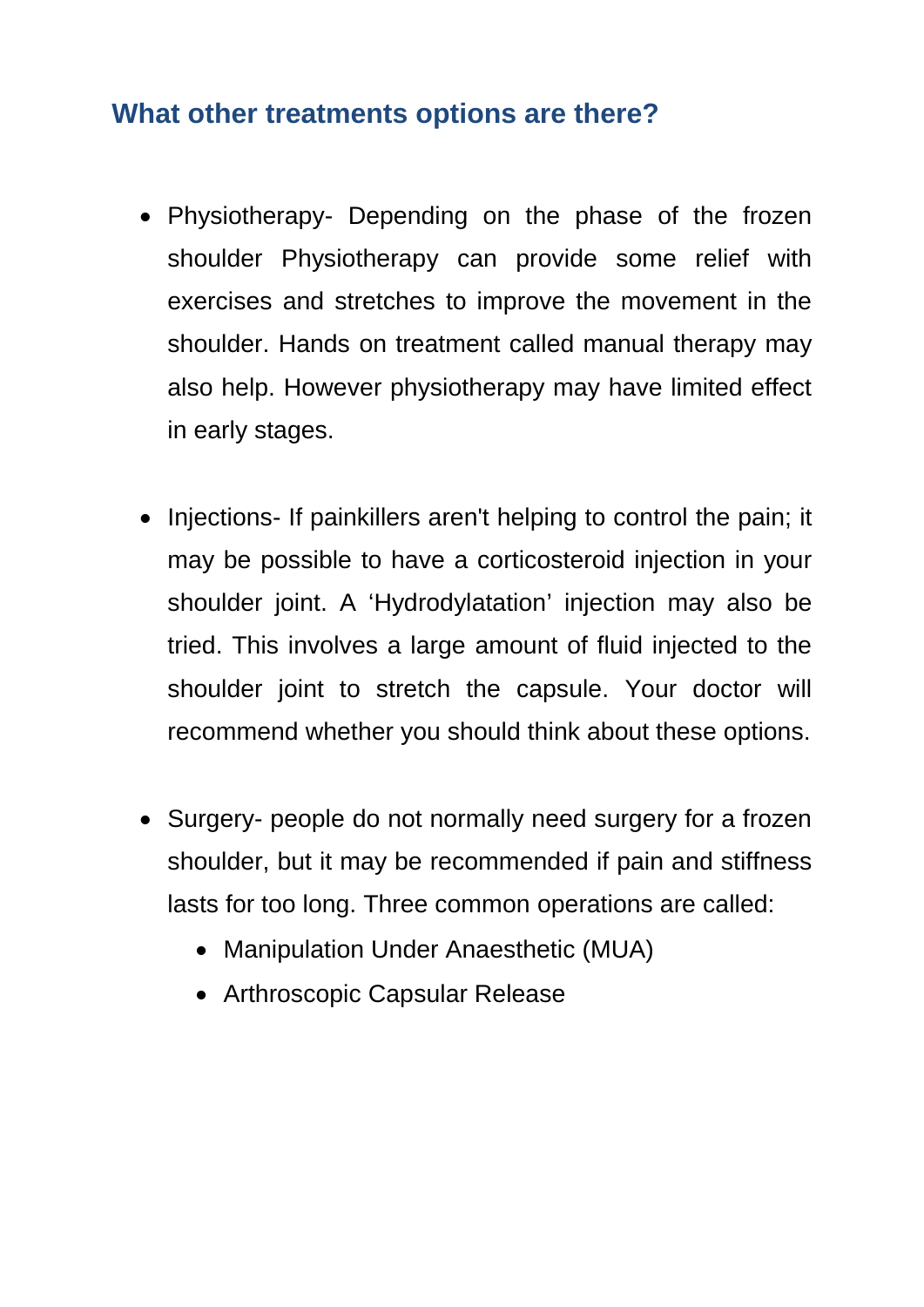## What other treatments options are there?

- Physiotherapy- Depending on the phase of the frozen shoulder Physiotherapy can provide some relief with exercises and stretches to improve the movement in the shoulder. Hands on treatment called manual therapy may also help. However physiotherapy may have limited effect in early stages.

- Injections- If painkillers aren't helping to control the pain; it may be possible to have a corticosteroid injection in your shoulder joint. A 'Hydrodylatation' injection may also be tried. This involves a large amount of fluid injected to the shoulder joint to stretch the capsule. Your doctor will recommend whether you should think about these options.

- Surgery- people do not normally need surgery for a frozen shoulder, but it may be recommended if pain and stiffness lasts for too long. Three common operations are called:
  - Manipulation Under Anaesthetic (MUA)
  - Arthroscopic Capsular Release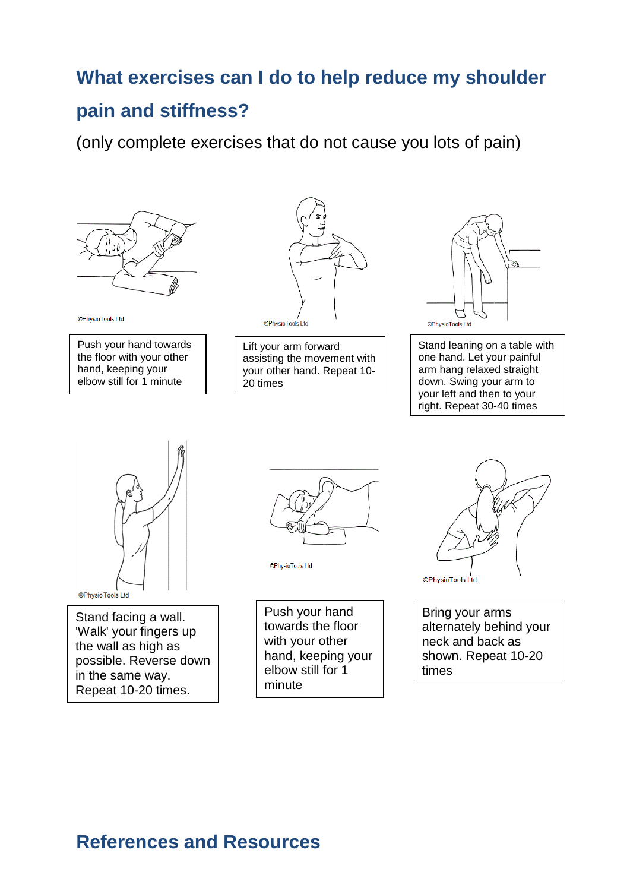## What exercises can I do to help reduce my shoulder pain and stiffness?

(only complete exercises that do not cause you lots of pain)

©PhysioTools Ltd

Push your hand towards the floor with your other hand, keeping your elbow still for 1 minute

©PhysioTools Ltd

Lift your arm forward assisting the movement with your other hand. Repeat 10-20 times

©PhysioTools Ltd

Stand leaning on a table with one hand. Let your painful arm hang relaxed straight down. Swing your arm to your left and then to your right. Repeat 30-40 times

©PhysioTools Ltd

Stand facing a wall. 'Walk' your fingers up the wall as high as possible. Reverse down in the same way. Repeat 10-20 times.

©PhysioTools Ltd

Push your hand towards the floor with your other hand, keeping your elbow still for 1 minute

©PhysioTools Ltd

Bring your arms alternately behind your neck and back as shown. Repeat 10-20 times

## References and Resources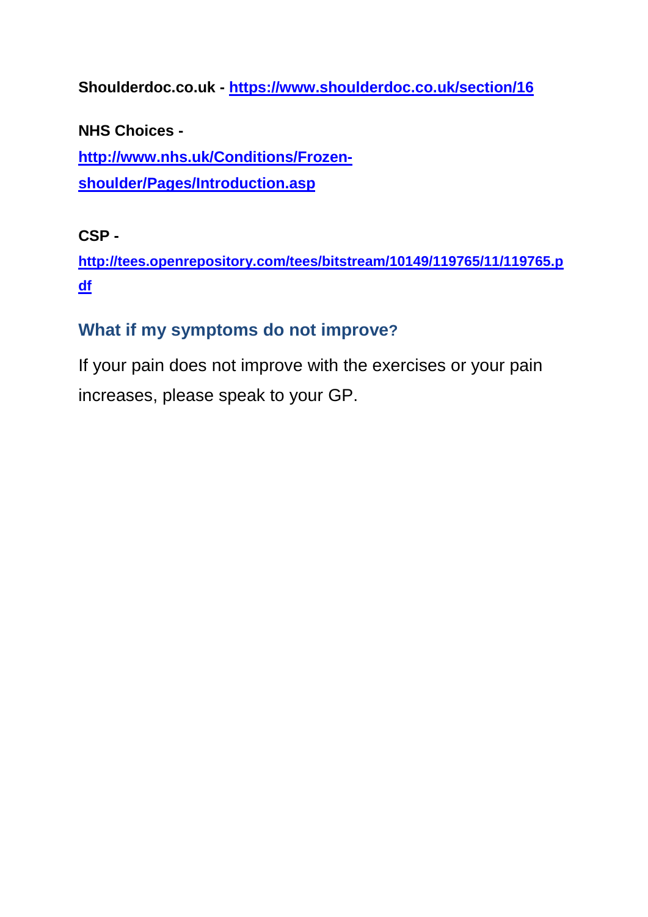**Shouldérdoc.co.uk - [https://www.shoulderdoc.co.uk/section/16](https://www.shoulderdoc.co.uk/section/16)**

**NHS Choices -**
**[http://www.nhs.uk/Conditions/Frozen-shoulder/Pages/Introduction.asp](http://www.nhs.uk/Conditions/Frozen-shoulder/Pages/Introduction.asp)**

**CSP -**
**[http://tees.openrepository.com/tees/bitstream/10149/119765/11/119765.pdf](http://tees.openrepository.com/tees/bitstream/10149/119765/11/119765.pdf)**

## What if my symptoms do not improve?

If your pain does not improve with the exercises or your pain increases, please speak to your GP.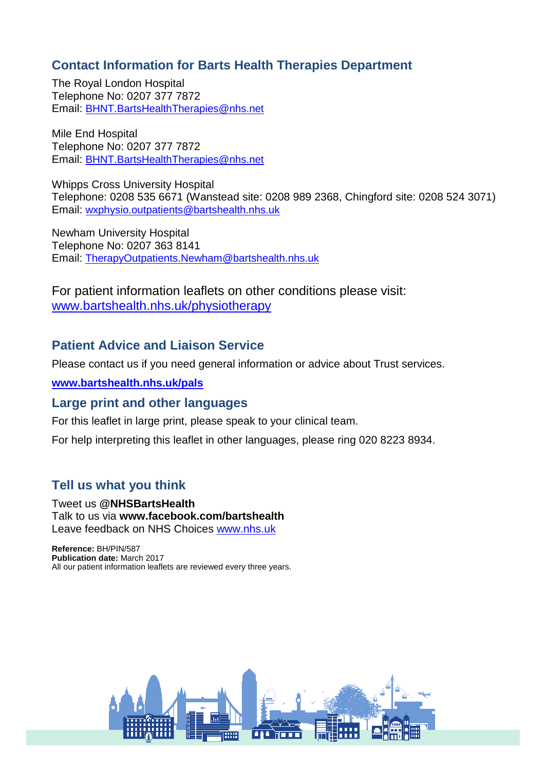## Contact Information for Barts Health Therapies Department

The Royal London Hospital
Telephone No: 0207 377 7872
Email: BHNT.BartsHealthTherapies@nhs.net

Mile End Hospital
Telephone No: 0207 377 7872
Email: BHNT.BartsHealthTherapies@nhs.net

Whipps Cross University Hospital
Telephone: 0208 535 6671 (Wanstead site: 0208 989 2368, Chingford site: 0208 524 3071)
Email: wxphysio.outpatients@bartshealth.nhs.uk

Newham University Hospital
Telephone No: 0207 363 8141
Email: TherapyOutpatients.Newham@bartshealth.nhs.uk

For patient information leaflets on other conditions please visit:
www.bartshealth.nhs.uk/physiotherapy

## Patient Advice and Liaison Service

Please contact us if you need general information or advice about Trust services.

**www.bartshealth.nhs.uk/pals**

## Large print and other languages

For this leaflet in large print, please speak to your clinical team.

For help interpreting this leaflet in other languages, please ring 020 8223 8934.

## Tell us what you think

Tweet us **@NHSBartsHealth**
Talk to us via **www.facebook.com/bartshealth**
Leave feedback on NHS Choices www.nhs.uk

**Reference:** BH/PIN/587
**Publication date:** March 2017
All our patient information leaflets are reviewed every three years.